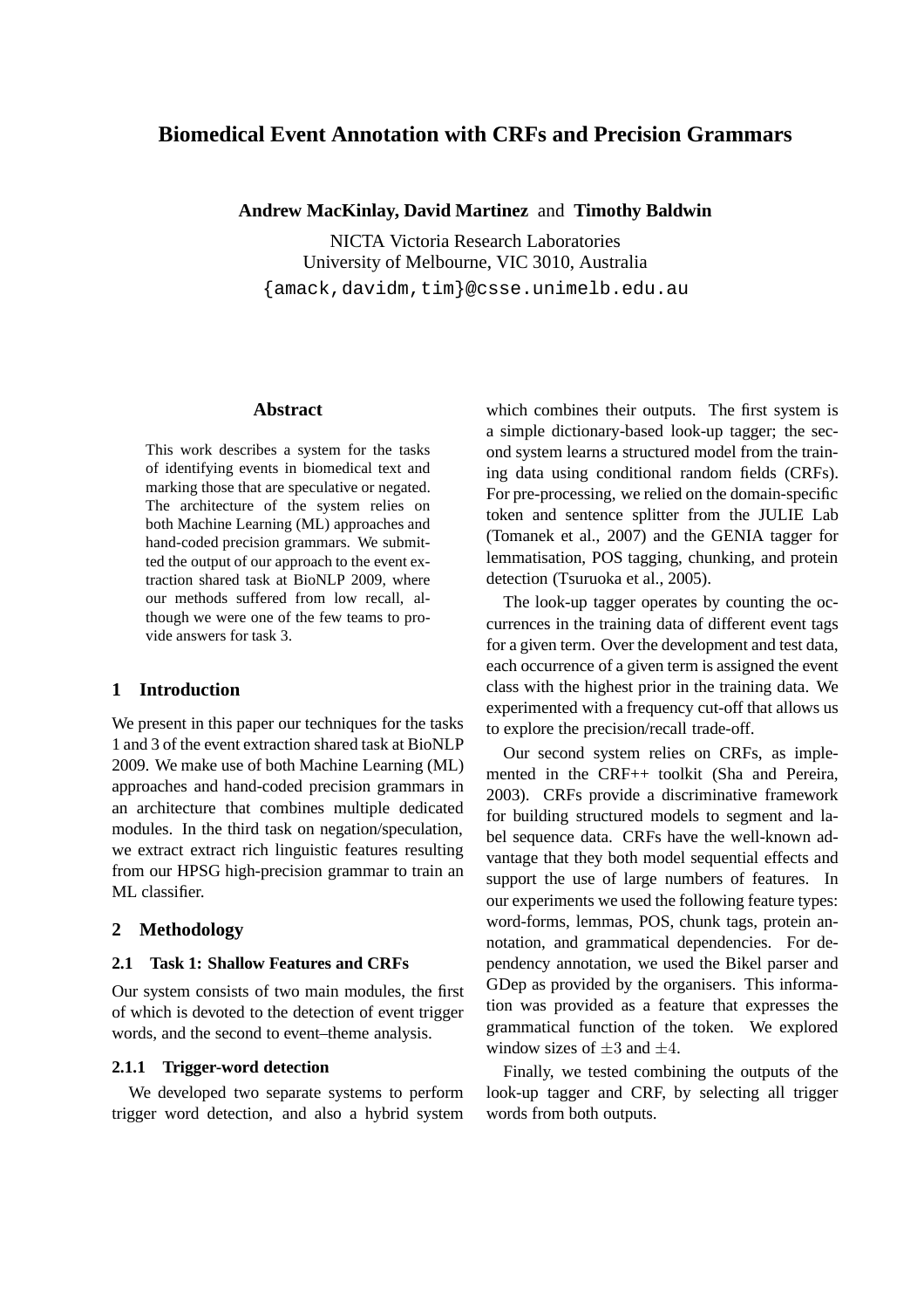# Biomedical Event Annotation with CRFs and Precision Grammars

**Andrew MacKinlay, David Martinez** and **Timothy Baldwin**

NICTA Victoria Research Laboratories
University of Melbourne, VIC 3010, Australia
{amack,davidm,tim}@csse.unimelb.edu.au

## Abstract

This work describes a system for the tasks of identifying events in biomedical text and marking those that are speculative or negated. The architecture of the system relies on both Machine Learning (ML) approaches and hand-coded precision grammars. We submitted the output of our approach to the event extraction shared task at BioNLP 2009, where our methods suffered from low recall, although we were one of the few teams to provide answers for task 3.

## 1 Introduction

We present in this paper our techniques for the tasks 1 and 3 of the event extraction shared task at BioNLP 2009. We make use of both Machine Learning (ML) approaches and hand-coded precision grammars in an architecture that combines multiple dedicated modules. In the third task on negation/speculation, we extract extract rich linguistic features resulting from our HPSG high-precision grammar to train an ML classifier.

## 2 Methodology

### 2.1 Task 1: Shallow Features and CRFs

Our system consists of two main modules, the first of which is devoted to the detection of event trigger words, and the second to event–theme analysis.

#### 2.1.1 Trigger-word detection

We developed two separate systems to perform trigger word detection, and also a hybrid system which combines their outputs. The first system is a simple dictionary-based look-up tagger; the second system learns a structured model from the training data using conditional random fields (CRFs). For pre-processing, we relied on the domain-specific token and sentence splitter from the JULIE Lab (Tomanek et al., 2007) and the GENIA tagger for lemmatisation, POS tagging, chunking, and protein detection (Tsuruoka et al., 2005).

The look-up tagger operates by counting the occurrences in the training data of different event tags for a given term. Over the development and test data, each occurrence of a given term is assigned the event class with the highest prior in the training data. We experimented with a frequency cut-off that allows us to explore the precision/recall trade-off.

Our second system relies on CRFs, as implemented in the CRF++ toolkit (Sha and Pereira, 2003). CRFs provide a discriminative framework for building structured models to segment and label sequence data. CRFs have the well-known advantage that they both model sequential effects and support the use of large numbers of features. In our experiments we used the following feature types: word-forms, lemmas, POS, chunk tags, protein annotation, and grammatical dependencies. For dependency annotation, we used the Bikel parser and GDep as provided by the organisers. This information was provided as a feature that expresses the grammatical function of the token. We explored window sizes of $\pm 3$ and $\pm 4$.

Finally, we tested combining the outputs of the look-up tagger and CRF, by selecting all trigger words from both outputs.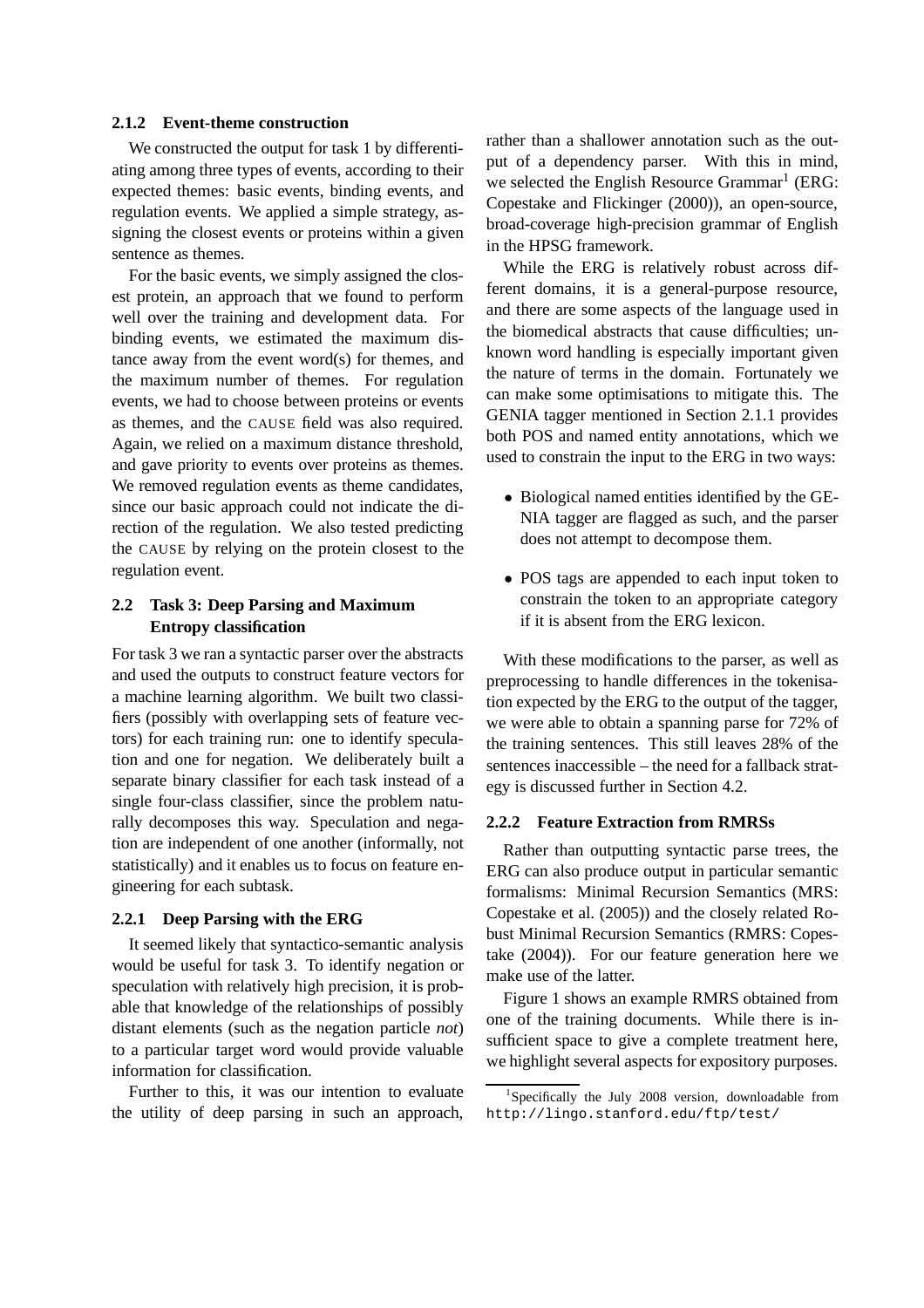#### 2.1.2 Event-theme construction

We constructed the output for task 1 by differentiating among three types of events, according to their expected themes: basic events, binding events, and regulation events. We applied a simple strategy, assigning the closest events or proteins within a given sentence as themes.

For the basic events, we simply assigned the closest protein, an approach that we found to perform well over the training and development data. For binding events, we estimated the maximum distance away from the event word(s) for themes, and the maximum number of themes. For regulation events, we had to choose between proteins or events as themes, and the CAUSE field was also required. Again, we relied on a maximum distance threshold, and gave priority to events over proteins as themes. We removed regulation events as theme candidates, since our basic approach could not indicate the direction of the regulation. We also tested predicting the CAUSE by relying on the protein closest to the regulation event.

### 2.2 Task 3: Deep Parsing and Maximum Entropy classification

For task 3 we ran a syntactic parser over the abstracts and used the outputs to construct feature vectors for a machine learning algorithm. We built two classifiers (possibly with overlapping sets of feature vectors) for each training run: one to identify speculation and one for negation. We deliberately built a separate binary classifier for each task instead of a single four-class classifier, since the problem naturally decomposes this way. Speculation and negation are independent of one another (informally, not statistically) and it enables us to focus on feature engineering for each subtask.

#### 2.2.1 Deep Parsing with the ERG

It seemed likely that syntactico-semantic analysis would be useful for task 3. To identify negation or speculation with relatively high precision, it is probable that knowledge of the relationships of possibly distant elements (such as the negation particle *not*) to a particular target word would provide valuable information for classification.

Further to this, it was our intention to evaluate the utility of deep parsing in such an approach, rather than a shallower annotation such as the output of a dependency parser. With this in mind, we selected the English Resource Grammar[1] (ERG: Copestake and Flickinger (2000)), an open-source, broad-coverage high-precision grammar of English in the HPSG framework.

While the ERG is relatively robust across different domains, it is a general-purpose resource, and there are some aspects of the language used in the biomedical abstracts that cause difficulties; unknown word handling is especially important given the nature of terms in the domain. Fortunately we can make some optimisations to mitigate this. The GENIA tagger mentioned in Section 2.1.1 provides both POS and named entity annotations, which we used to constrain the input to the ERG in two ways:

- Biological named entities identified by the GENIA tagger are flagged as such, and the parser does not attempt to decompose them.
- POS tags are appended to each input token to constrain the token to an appropriate category if it is absent from the ERG lexicon.

With these modifications to the parser, as well as preprocessing to handle differences in the tokenisation expected by the ERG to the output of the tagger, we were able to obtain a spanning parse for 72% of the training sentences. This still leaves 28% of the sentences inaccessible – the need for a fallback strategy is discussed further in Section 4.2.

#### 2.2.2 Feature Extraction from RMRSs

Rather than outputting syntactic parse trees, the ERG can also produce output in particular semantic formalisms: Minimal Recursion Semantics (MRS: Copestake et al. (2005)) and the closely related Robust Minimal Recursion Semantics (RMRS: Copestake (2004)). For our feature generation here we make use of the latter.

Figure 1 shows an example RMRS obtained from one of the training documents. While there is insufficient space to give a complete treatment here, we highlight several aspects for expository purposes.

[1] Specifically the July 2008 version, downloadable from http://lingo.stanford.edu/ftp/test/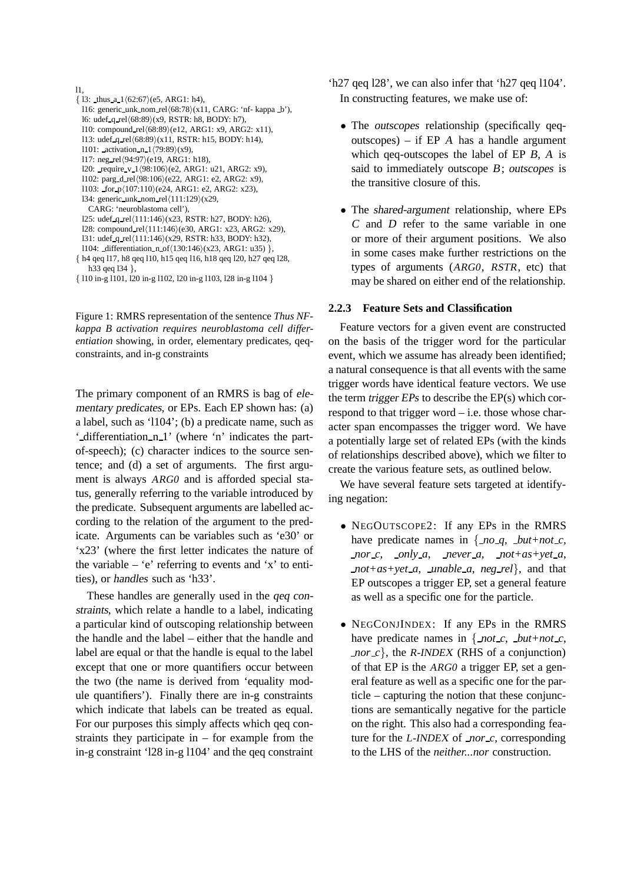```
l1,
{ l3: _thus_a_1⟨62:67⟩(e5, ARG1: h4),
  l16: generic_unk_nom_rel⟨68:78⟩(x11, CARG: 'nf- kappa _b'),
  l6: udef_q_rel⟨68:89⟩(x9, RSTR: h8, BODY: h7),
  l10: compound_rel⟨68:89⟩(e12, ARG1: x9, ARG2: x11),
  l13: udef_q_rel⟨68:89⟩(x11, RSTR: h15, BODY: h14),
  l101: _activation_n_1⟨79:89⟩(x9),
  l17: neg_rel⟨94:97⟩(e19, ARG1: h18),
  l20: _require_v_1⟨98:106⟩(e2, ARG1: u21, ARG2: x9),
  l102: parg_d_rel⟨98:106⟩(e22, ARG1: e2, ARG2: x9),
  l103: _for_p⟨107:110⟩(e24, ARG1: e2, ARG2: x23),
  l34: generic_unk_nom_rel⟨111:129⟩(x29,
    CARG: 'neuroblastoma cell'),
  l25: udef_q_rel⟨111:146⟩(x23, RSTR: h27, BODY: h26),
  l28: compound_rel⟨111:146⟩(e30, ARG1: x23, ARG2: x29),
  l31: udef_q_rel⟨111:146⟩(x29, RSTR: h33, BODY: h32),
  l104: _differentiation_n_of⟨130:146⟩(x23, ARG1: u35) },
{ h4 qeq l17, h8 qeq l10, h15 qeq l16, h18 qeq l20, h27 qeq l28,
  h33 qeq l34 },
{ l10 in-g l101, l20 in-g l102, l20 in-g l103, l28 in-g l104 }
```

Figure 1: RMRS representation of the sentence *Thus NF-kappa B activation requires neuroblastoma cell differentiation* showing, in order, elementary predicates, qeq-constraints, and in-g constraints

The primary component of an RMRS is bag of *elementary predicates*, or EPs. Each EP shown has: (a) a label, such as 'l104'; (b) a predicate name, such as '_differentiation_n_1' (where 'n' indicates the part-of-speech); (c) character indices to the source sentence; and (d) a set of arguments. The first argument is always *ARG0* and is afforded special status, generally referring to the variable introduced by the predicate. Subsequent arguments are labelled according to the relation of the argument to the predicate. Arguments can be variables such as 'e30' or 'x23' (where the first letter indicates the nature of the variable – 'e' referring to events and 'x' to entities), or *handles* such as 'h33'.

These handles are generally used in the *qeq constraints*, which relate a handle to a label, indicating a particular kind of outscoping relationship between the handle and the label – either that the handle and label are equal or that the handle is equal to the label except that one or more quantifiers occur between the two (the name is derived from 'equality modulo quantifiers'). Finally there are in-g constraints which indicate that labels can be treated as equal. For our purposes this simply affects which qeq constraints they participate in – for example from the in-g constraint 'l28 in-g l104' and the qeq constraint 'h27 qeq l28', we can also infer that 'h27 qeq l104'.

In constructing features, we make use of:

- The *outscopes* relationship (specifically qeq-outscopes) – if EP $A$ has a handle argument which qeq-outscopes the label of EP $B$, $A$ is said to immediately outscope $B$; *outscopes* is the transitive closure of this.
- The *shared-argument* relationship, where EPs $C$ and $D$ refer to the same variable in one or more of their argument positions. We also in some cases make further restrictions on the types of arguments (*ARG0*, *RSTR*, etc) that may be shared on either end of the relationship.

### 2.2.3 Feature Sets and Classification

Feature vectors for a given event are constructed on the basis of the trigger word for the particular event, which we assume has already been identified; a natural consequence is that all events with the same trigger words have identical feature vectors. We use the term *trigger EPs* to describe the EP(s) which correspond to that trigger word – i.e. those whose character span encompasses the trigger word. We have a potentially large set of related EPs (with the kinds of relationships described above), which we filter to create the various feature sets, as outlined below.

We have several feature sets targeted at identifying negation:

- NEGOUTSCOPE2: If any EPs in the RMRS have predicate names in {*_no_q*, *_but+not_c*, *_nor_c*, *_only_a*, *_never_a*, *_not+as+yet_a*, *_not+as+yet_a*, *_unable_a*, *neg_rel*}, and that EP outscopes a trigger EP, set a general feature as well as a specific one for the particle.
- NEGCONJINDEX: If any EPs in the RMRS have predicate names in {*_not_c*, *_but+not_c*, *_nor_c*}, the *R-INDEX* (RHS of a conjunction) of that EP is the *ARG0* a trigger EP, set a general feature as well as a specific one for the particle – capturing the notion that these conjunctions are semantically negative for the particle on the right. This also had a corresponding feature for the *L-INDEX* of *_nor_c*, corresponding to the LHS of the *neither...nor* construction.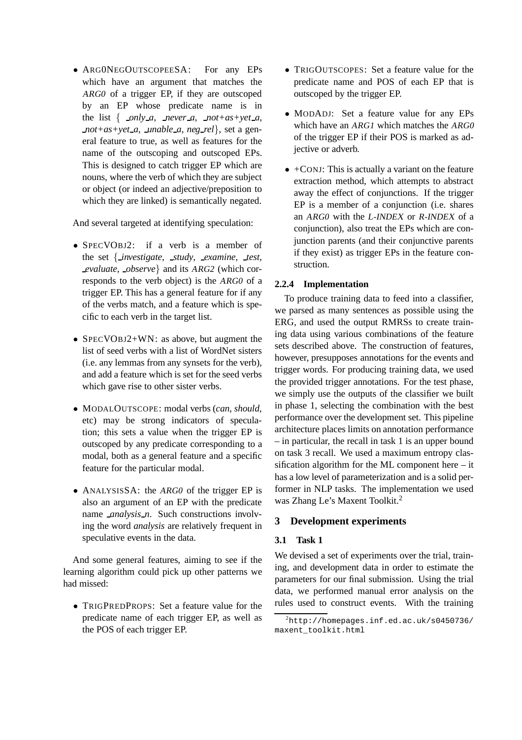- ARG0NEGOUTSCOPEESA: For any EPs which have an argument that matches the *ARG0* of a trigger EP, if they are outscoped by an EP whose predicate name is in the list { *_only_a*, *_never_a*, *_not+as+yet_a*, *_not+as+yet_a*, *_unable_a*, *neg_rel*}, set a general feature to true, as well as features for the name of the outscoping and outscoped EPs. This is designed to catch trigger EP which are nouns, where the verb of which they are subject or object (or indeed an adjective/preposition to which they are linked) is semantically negated.

And several targeted at identifying speculation:

- SPECVOBJ2: if a verb is a member of the set {*_investigate*, *_study*, *_examine*, *_test*, *_evaluate*, *_observe*} and its *ARG2* (which corresponds to the verb object) is the *ARG0* of a trigger EP. This has a general feature for if any of the verbs match, and a feature which is specific to each verb in the target list.

- SPECVOBJ2+WN: as above, but augment the list of seed verbs with a list of WordNet sisters (i.e. any lemmas from any synsets for the verb), and add a feature which is set for the seed verbs which gave rise to other sister verbs.

- MODALOUTSCOPE: modal verbs (*can*, *should*, etc) may be strong indicators of speculation; this sets a value when the trigger EP is outscoped by any predicate corresponding to a modal, both as a general feature and a specific feature for the particular modal.

- ANALYSISSA: the *ARG0* of the trigger EP is also an argument of an EP with the predicate name *_analysis_n*. Such constructions involving the word *analysis* are relatively frequent in speculative events in the data.

And some general features, aiming to see if the learning algorithm could pick up other patterns we had missed:

- TRIGPREDPROPS: Set a feature value for the predicate name of each trigger EP, as well as the POS of each trigger EP.

- TRIGOUTSCOPES: Set a feature value for the predicate name and POS of each EP that is outscoped by the trigger EP.

- MODADJ: Set a feature value for any EPs which have an *ARG1* which matches the *ARG0* of the trigger EP if their POS is marked as adjective or adverb.

- +CONJ: This is actually a variant on the feature extraction method, which attempts to abstract away the effect of conjunctions. If the trigger EP is a member of a conjunction (i.e. shares an *ARG0* with the *L-INDEX* or *R-INDEX* of a conjunction), also treat the EPs which are conjunction parents (and their conjunctive parents if they exist) as trigger EPs in the feature construction.

#### 2.2.4 Implementation

To produce training data to feed into a classifier, we parsed as many sentences as possible using the ERG, and used the output RMRSs to create training data using various combinations of the feature sets described above. The construction of features, however, presupposes annotations for the events and trigger words. For producing training data, we used the provided trigger annotations. For the test phase, we simply use the outputs of the classifier we built in phase 1, selecting the combination with the best performance over the development set. This pipeline architecture places limits on annotation performance – in particular, the recall in task 1 is an upper bound on task 3 recall. We used a maximum entropy classification algorithm for the ML component here – it has a low level of parameterization and is a solid performer in NLP tasks. The implementation we used was Zhang Le's Maxent Toolkit.[2]

## 3 Development experiments

### 3.1 Task 1

We devised a set of experiments over the trial, training, and development data in order to estimate the parameters for our final submission. Using the trial data, we performed manual error analysis on the rules used to construct events. With the training

[2] http://homepages.inf.ed.ac.uk/s0450736/maxent_toolkit.html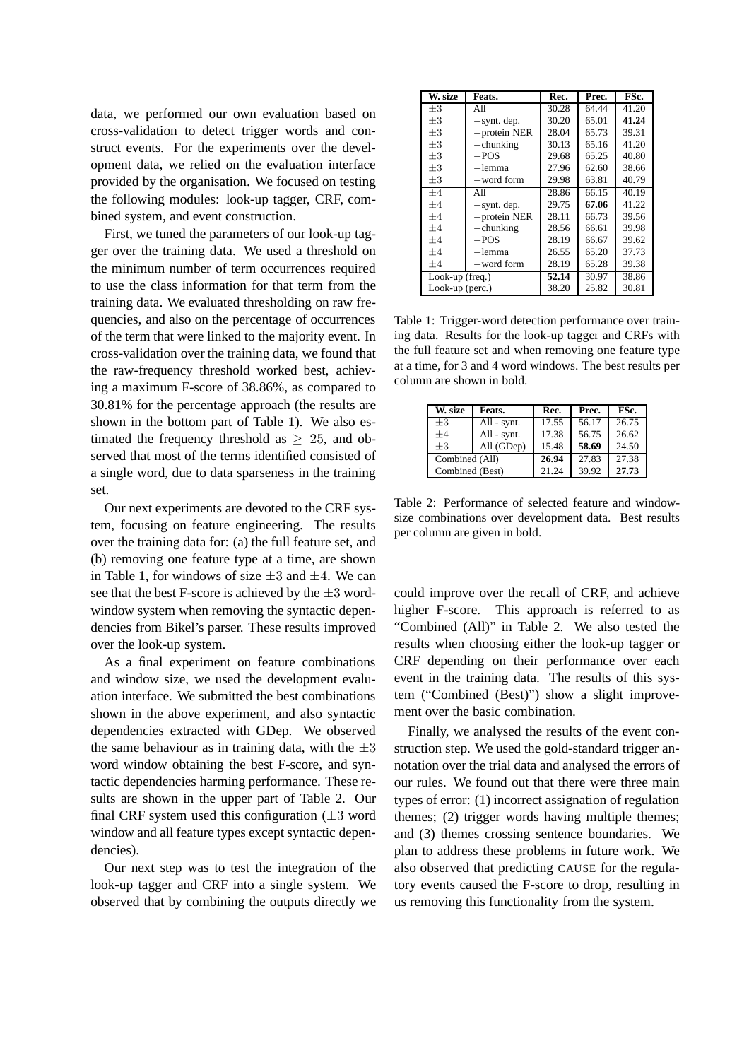data, we performed our own evaluation based on cross-validation to detect trigger words and construct events. For the experiments over the development data, we relied on the evaluation interface provided by the organisation. We focused on testing the following modules: look-up tagger, CRF, combined system, and event construction.

First, we tuned the parameters of our look-up tagger over the training data. We used a threshold on the minimum number of term occurrences required to use the class information for that term from the training data. We evaluated thresholding on raw frequencies, and also on the percentage of occurrences of the term that were linked to the majority event. In cross-validation over the training data, we found that the raw-frequency threshold worked best, achieving a maximum F-score of 38.86%, as compared to 30.81% for the percentage approach (the results are shown in the bottom part of Table 1). We also estimated the frequency threshold as $\geq 25$, and observed that most of the terms identified consisted of a single word, due to data sparseness in the training set.

Our next experiments are devoted to the CRF system, focusing on feature engineering. The results over the training data for: (a) the full feature set, and (b) removing one feature type at a time, are shown in Table 1, for windows of size $\pm 3$ and $\pm 4$. We can see that the best F-score is achieved by the $\pm 3$ word-window system when removing the syntactic dependencies from Bikel's parser. These results improved over the look-up system.

As a final experiment on feature combinations and window size, we used the development evaluation interface. We submitted the best combinations shown in the above experiment, and also syntactic dependencies extracted with GDep. We observed the same behaviour as in training data, with the $\pm 3$ word window obtaining the best F-score, and syntactic dependencies harming performance. These results are shown in the upper part of Table 2. Our final CRF system used this configuration ($\pm 3$ word window and all feature types except syntactic dependencies).

Our next step was to test the integration of the look-up tagger and CRF into a single system. We observed that by combining the outputs directly we could improve over the recall of CRF, and achieve higher F-score. This approach is referred to as "Combined (All)" in Table 2. We also tested the results when choosing either the look-up tagger or CRF depending on their performance over each event in the training data. The results of this system ("Combined (Best)") show a slight improvement over the basic combination.

Finally, we analysed the results of the event construction step. We used the gold-standard trigger annotation over the trial data and analysed the errors of our rules. We found out that there were three main types of error: (1) incorrect assignation of regulation themes; (2) trigger words having multiple themes; and (3) themes crossing sentence boundaries. We plan to address these problems in future work. We also observed that predicting CAUSE for the regulatory events caused the F-score to drop, resulting in us removing this functionality from the system.

| W. size | Feats. | Rec. | Prec. | FSc. |
|---|---|---|---|---|
| $\pm 3$ | All | 30.28 | 64.44 | 41.20 |
| $\pm 3$ | −synt. dep. | 30.20 | 65.01 | **41.24** |
| $\pm 3$ | −protein NER | 28.04 | 65.73 | 39.31 |
| $\pm 3$ | −chunking | 30.13 | 65.16 | 41.20 |
| $\pm 3$ | −POS | 29.68 | 65.25 | 40.80 |
| $\pm 3$ | −lemma | 27.96 | 62.60 | 38.66 |
| $\pm 3$ | −word form | 29.98 | 63.81 | 40.79 |
| $\pm 4$ | All | 28.86 | 66.15 | 40.19 |
| $\pm 4$ | −synt. dep. | 29.75 | **67.06** | 41.22 |
| $\pm 4$ | −protein NER | 28.11 | 66.73 | 39.56 |
| $\pm 4$ | −chunking | 28.56 | 66.61 | 39.98 |
| $\pm 4$ | −POS | 28.19 | 66.67 | 39.62 |
| $\pm 4$ | −lemma | 26.55 | 65.20 | 37.73 |
| $\pm 4$ | −word form | 28.19 | 65.28 | 39.38 |
| Look-up (freq.) | | **52.14** | 30.97 | 38.86 |
| Look-up (perc.) | | 38.20 | 25.82 | 30.81 |

Table 1: Trigger-word detection performance over training data. Results for the look-up tagger and CRFs with the full feature set and when removing one feature type at a time, for 3 and 4 word windows. The best results per column are shown in bold.

| W. size | Feats. | Rec. | Prec. | FSc. |
|---|---|---|---|---|
| $\pm 3$ | All - synt. | 17.55 | 56.17 | 26.75 |
| $\pm 4$ | All - synt. | 17.38 | 56.75 | 26.62 |
| $\pm 3$ | All (GDep) | 15.48 | **58.69** | 24.50 |
| Combined (All) | | **26.94** | 27.83 | 27.38 |
| Combined (Best) | | 21.24 | 39.92 | **27.73** |

Table 2: Performance of selected feature and window-size combinations over development data. Best results per column are given in bold.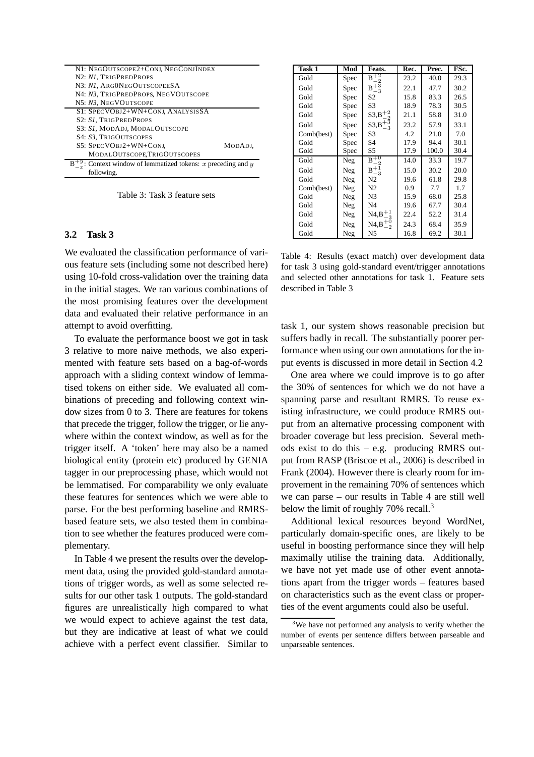| |
|---|
| N1: NegOutscope2+Conj, NegConjIndex |
| N2: *N1*, TrigPredProps |
| N3: *N1*, Arg0NegOutscopeeSA |
| N4: *N3*, TrigPredProps, NegVOutscope |
| N5: *N3*, NegVOutscope |
| S1: SpecVObj2+WN+Conj, AnalysisSA |
| S2: *S1*, TrigPredProps |
| S3: *S1*, ModAdj, ModalOutscope |
| S4: *S3*, TrigOutscopes |
| S5: SpecVObj2+WN+Conj, ModAdj, ModalOutscope,TrigOutscopes |
| $B^{+y}_{-x}$: Context window of lemmatized tokens: $x$ preceding and $y$ following. |

Table 3: Task 3 feature sets

| Task 1 | Mod | Feats. | Rec. | Prec. | FSc. |
|---|---|---|---|---|---|
| Gold | Spec | $B^{+2}_{-2}$ | 23.2 | 40.0 | 29.3 |
| Gold | Spec | $B^{+3}_{-3}$ | 22.1 | 47.7 | 30.2 |
| Gold | Spec | S2 | 15.8 | 83.3 | 26.5 |
| Gold | Spec | S3 | 18.9 | 78.3 | 30.5 |
| Gold | Spec | S3,$B^{+2}_{-2}$ | 21.1 | 58.8 | 31.0 |
| Gold | Spec | S3,$B^{+3}_{-3}$ | 23.2 | 57.9 | 33.1 |
| Comb(best) | Spec | S3 | 4.2 | 21.0 | 7.0 |
| Gold | Spec | S4 | 17.9 | 94.4 | 30.1 |
| Gold | Spec | S5 | 17.9 | 100.0 | 30.4 |
| Gold | Neg | $B^{+0}_{-2}$ | 14.0 | 33.3 | 19.7 |
| Gold | Neg | $B^{+1}_{-3}$ | 15.0 | 30.2 | 20.0 |
| Gold | Neg | N2 | 19.6 | 61.8 | 29.8 |
| Comb(best) | Neg | N2 | 0.9 | 7.7 | 1.7 |
| Gold | Neg | N3 | 15.9 | 68.0 | 25.8 |
| Gold | Neg | N4 | 19.6 | 67.7 | 30.4 |
| Gold | Neg | N4,$B^{+1}_{-3}$ | 22.4 | 52.2 | 31.4 |
| Gold | Neg | N4,$B^{+0}_{-2}$ | 24.3 | 68.4 | 35.9 |
| Gold | Neg | N5 | 16.8 | 69.2 | 30.1 |

Table 4: Results (exact match) over development data for task 3 using gold-standard event/trigger annotations and selected other annotations for task 1. Feature sets described in Table 3

### 3.2 Task 3

We evaluated the classification performance of various feature sets (including some not described here) using 10-fold cross-validation over the training data in the initial stages. We ran various combinations of the most promising features over the development data and evaluated their relative performance in an attempt to avoid overfitting.

To evaluate the performance boost we got in task 3 relative to more naive methods, we also experimented with feature sets based on a bag-of-words approach with a sliding context window of lemmatised tokens on either side. We evaluated all combinations of preceding and following context window sizes from 0 to 3. There are features for tokens that precede the trigger, follow the trigger, or lie anywhere within the context window, as well as for the trigger itself. A 'token' here may also be a named biological entity (protein etc) produced by GENIA tagger in our preprocessing phase, which would not be lemmatised. For comparability we only evaluate these features for sentences which we were able to parse. For the best performing baseline and RMRS-based feature sets, we also tested them in combination to see whether the features produced were complementary.

In Table 4 we present the results over the development data, using the provided gold-standard annotations of trigger words, as well as some selected results for our other task 1 outputs. The gold-standard figures are unrealistically high compared to what we would expect to achieve against the test data, but they are indicative at least of what we could achieve with a perfect event classifier. Similar to task 1, our system shows reasonable precision but suffers badly in recall. The substantially poorer performance when using our own annotations for the input events is discussed in more detail in Section 4.2

One area where we could improve is to go after the 30% of sentences for which we do not have a spanning parse and resultant RMRS. To reuse existing infrastructure, we could produce RMRS output from an alternative processing component with broader coverage but less precision. Several methods exist to do this – e.g. producing RMRS output from RASP (Briscoe et al., 2006) is described in Frank (2004). However there is clearly room for improvement in the remaining 70% of sentences which we can parse – our results in Table 4 are still well below the limit of roughly 70% recall.[3]

Additional lexical resources beyond WordNet, particularly domain-specific ones, are likely to be useful in boosting performance since they will help maximally utilise the training data. Additionally, we have not yet made use of other event annotations apart from the trigger words – features based on characteristics such as the event class or properties of the event arguments could also be useful.

[3] We have not performed any analysis to verify whether the number of events per sentence differs between parseable and unparseable sentences.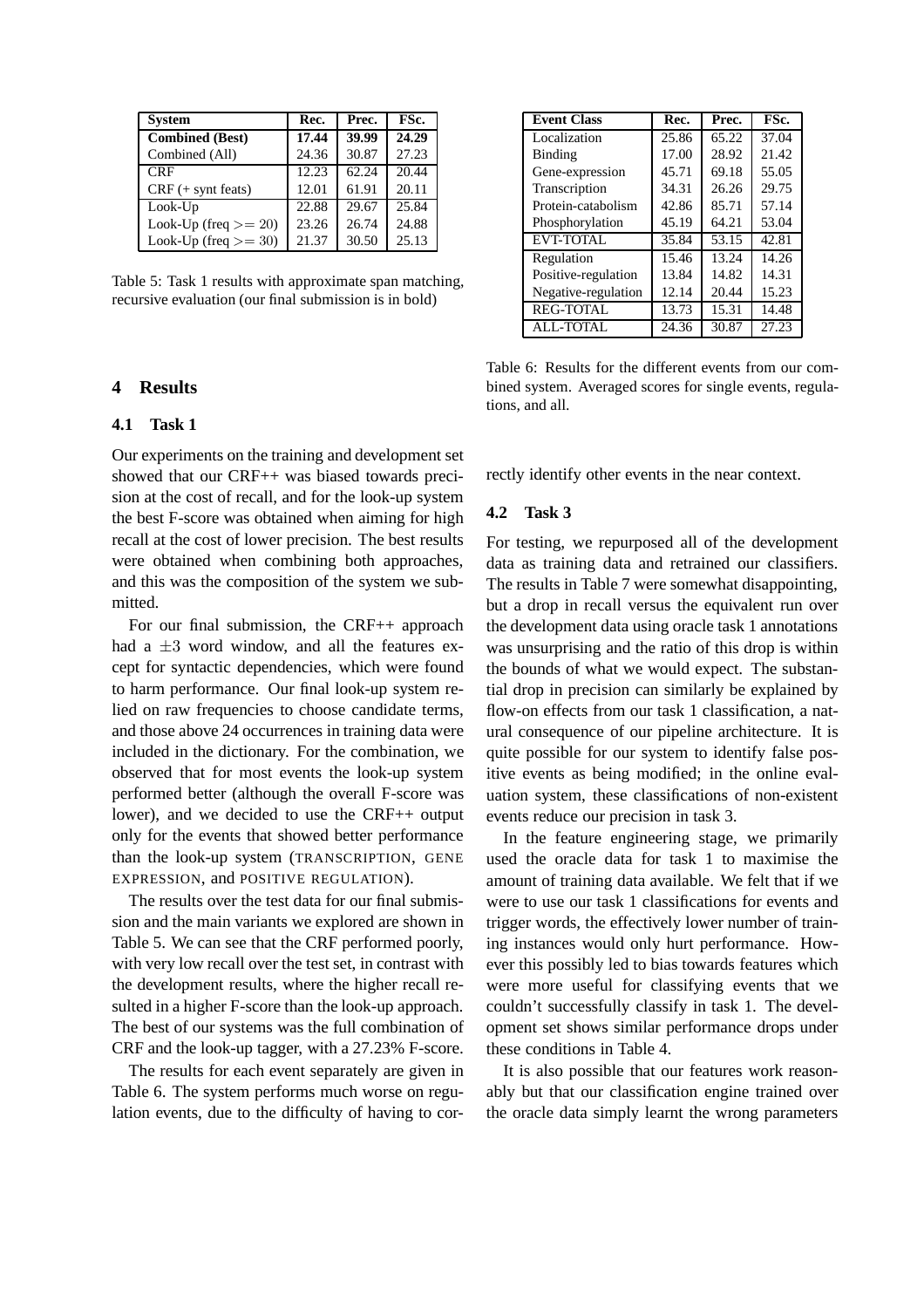| System | Rec. | Prec. | FSc. |
| --- | --- | --- | --- |
| **Combined (Best)** | **17.44** | **39.99** | **24.29** |
| Combined (All) | 24.36 | 30.87 | 27.23 |
| CRF | 12.23 | 62.24 | 20.44 |
| CRF (+ synt feats) | 12.01 | 61.91 | 20.11 |
| Look-Up | 22.88 | 29.67 | 25.84 |
| Look-Up (freq >= 20) | 23.26 | 26.74 | 24.88 |
| Look-Up (freq >= 30) | 21.37 | 30.50 | 25.13 |

Table 5: Task 1 results with approximate span matching, recursive evaluation (our final submission is in bold)

| Event Class | Rec. | Prec. | FSc. |
| --- | --- | --- | --- |
| Localization | 25.86 | 65.22 | 37.04 |
| Binding | 17.00 | 28.92 | 21.42 |
| Gene-expression | 45.71 | 69.18 | 55.05 |
| Transcription | 34.31 | 26.26 | 29.75 |
| Protein-catabolism | 42.86 | 85.71 | 57.14 |
| Phosphorylation | 45.19 | 64.21 | 53.04 |
| EVT-TOTAL | 35.84 | 53.15 | 42.81 |
| Regulation | 15.46 | 13.24 | 14.26 |
| Positive-regulation | 13.84 | 14.82 | 14.31 |
| Negative-regulation | 12.14 | 20.44 | 15.23 |
| REG-TOTAL | 13.73 | 15.31 | 14.48 |
| ALL-TOTAL | 24.36 | 30.87 | 27.23 |

Table 6: Results for the different events from our combined system. Averaged scores for single events, regulations, and all.

## 4 Results

### 4.1 Task 1

Our experiments on the training and development set showed that our CRF++ was biased towards precision at the cost of recall, and for the look-up system the best F-score was obtained when aiming for high recall at the cost of lower precision. The best results were obtained when combining both approaches, and this was the composition of the system we submitted.

For our final submission, the CRF++ approach had a $\pm 3$ word window, and all the features except for syntactic dependencies, which were found to harm performance. Our final look-up system relied on raw frequencies to choose candidate terms, and those above 24 occurrences in training data were included in the dictionary. For the combination, we observed that for most events the look-up system performed better (although the overall F-score was lower), and we decided to use the CRF++ output only for the events that showed better performance than the look-up system (TRANSCRIPTION, GENE EXPRESSION, and POSITIVE REGULATION).

The results over the test data for our final submission and the main variants we explored are shown in Table 5. We can see that the CRF performed poorly, with very low recall over the test set, in contrast with the development results, where the higher recall resulted in a higher F-score than the look-up approach. The best of our systems was the full combination of CRF and the look-up tagger, with a 27.23% F-score.

The results for each event separately are given in Table 6. The system performs much worse on regulation events, due to the difficulty of having to correctly identify other events in the near context.

### 4.2 Task 3

For testing, we repurposed all of the development data as training data and retrained our classifiers. The results in Table 7 were somewhat disappointing, but a drop in recall versus the equivalent run over the development data using oracle task 1 annotations was unsurprising and the ratio of this drop is within the bounds of what we would expect. The substantial drop in precision can similarly be explained by flow-on effects from our task 1 classification, a natural consequence of our pipeline architecture. It is quite possible for our system to identify false positive events as being modified; in the online evaluation system, these classifications of non-existent events reduce our precision in task 3.

In the feature engineering stage, we primarily used the oracle data for task 1 to maximise the amount of training data available. We felt that if we were to use our task 1 classifications for events and trigger words, the effectively lower number of training instances would only hurt performance. However this possibly led to bias towards features which were more useful for classifying events that we couldn't successfully classify in task 1. The development set shows similar performance drops under these conditions in Table 4.

It is also possible that our features work reasonably but that our classification engine trained over the oracle data simply learnt the wrong parameters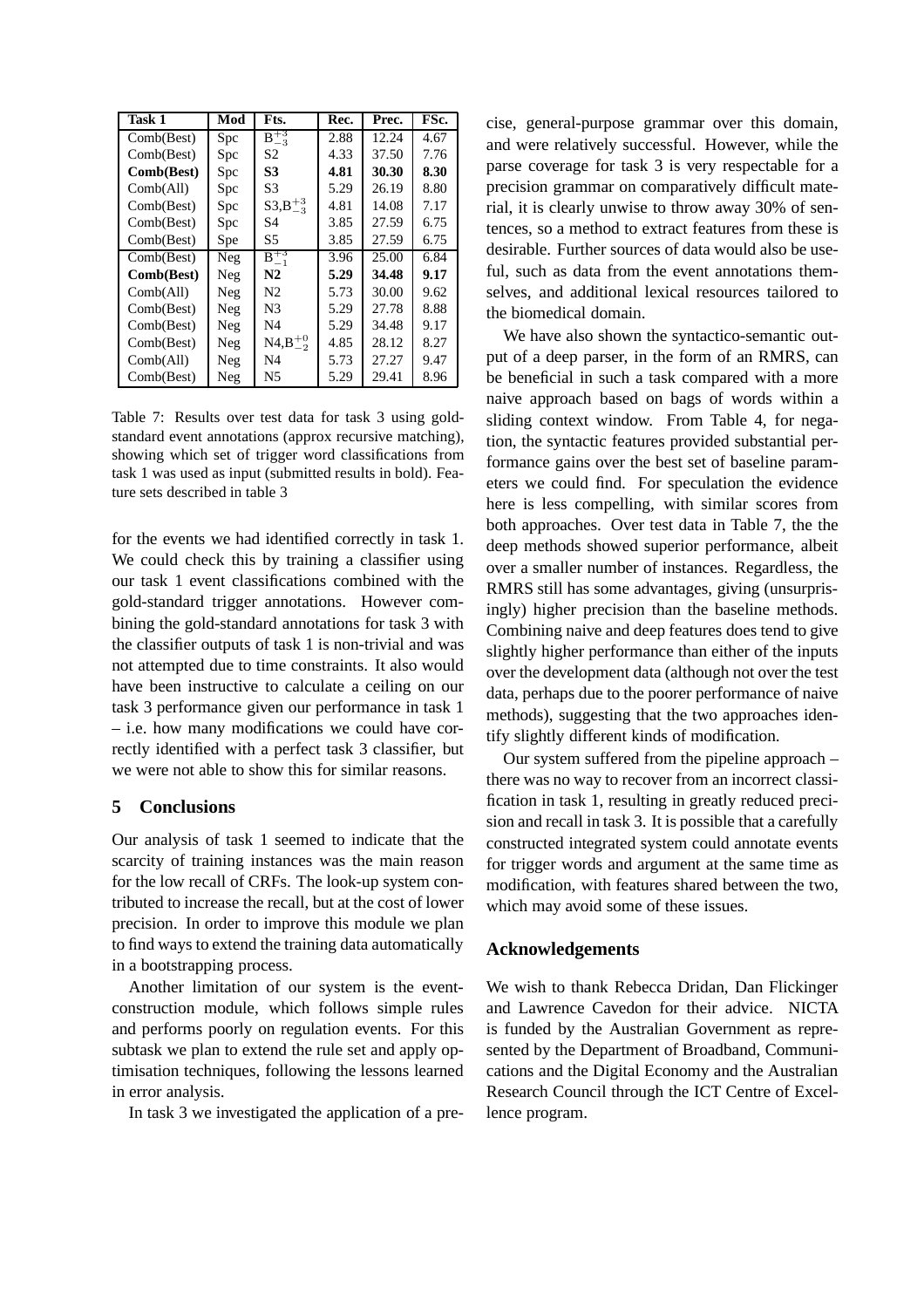| Task 1 | Mod | Fts. | Rec. | Prec. | FSc. |
|---|---|---|---|---|---|
| Comb(Best) | Spc | $B^{+3}_{-3}$ | 2.88 | 12.24 | 4.67 |
| Comb(Best) | Spc | S2 | 4.33 | 37.50 | 7.76 |
| **Comb(Best)** | Spc | **S3** | **4.81** | **30.30** | **8.30** |
| Comb(All) | Spc | S3 | 5.29 | 26.19 | 8.80 |
| Comb(Best) | Spc | S3,$B^{+3}_{-3}$ | 4.81 | 14.08 | 7.17 |
| Comb(Best) | Spc | S4 | 3.85 | 27.59 | 6.75 |
| Comb(Best) | Spe | S5 | 3.85 | 27.59 | 6.75 |
| Comb(Best) | Neg | $B^{+3}_{-1}$ | 3.96 | 25.00 | 6.84 |
| **Comb(Best)** | Neg | **N2** | **5.29** | **34.48** | **9.17** |
| Comb(All) | Neg | N2 | 5.73 | 30.00 | 9.62 |
| Comb(Best) | Neg | N3 | 5.29 | 27.78 | 8.88 |
| Comb(Best) | Neg | N4 | 5.29 | 34.48 | 9.17 |
| Comb(Best) | Neg | N4,$B^{+0}_{-2}$ | 4.85 | 28.12 | 8.27 |
| Comb(All) | Neg | N4 | 5.73 | 27.27 | 9.47 |
| Comb(Best) | Neg | N5 | 5.29 | 29.41 | 8.96 |

Table 7: Results over test data for task 3 using gold-standard event annotations (approx recursive matching), showing which set of trigger word classifications from task 1 was used as input (submitted results in bold). Feature sets described in table 3

for the events we had identified correctly in task 1. We could check this by training a classifier using our task 1 event classifications combined with the gold-standard trigger annotations. However combining the gold-standard annotations for task 3 with the classifier outputs of task 1 is non-trivial and was not attempted due to time constraints. It also would have been instructive to calculate a ceiling on our task 3 performance given our performance in task 1 – i.e. how many modifications we could have correctly identified with a perfect task 3 classifier, but we were not able to show this for similar reasons.

## 5 Conclusions

Our analysis of task 1 seemed to indicate that the scarcity of training instances was the main reason for the low recall of CRFs. The look-up system contributed to increase the recall, but at the cost of lower precision. In order to improve this module we plan to find ways to extend the training data automatically in a bootstrapping process.

Another limitation of our system is the event-construction module, which follows simple rules and performs poorly on regulation events. For this subtask we plan to extend the rule set and apply optimisation techniques, following the lessons learned in error analysis.

In task 3 we investigated the application of a precise, general-purpose grammar over this domain, and were relatively successful. However, while the parse coverage for task 3 is very respectable for a precision grammar on comparatively difficult material, it is clearly unwise to throw away 30% of sentences, so a method to extract features from these is desirable. Further sources of data would also be useful, such as data from the event annotations themselves, and additional lexical resources tailored to the biomedical domain.

We have also shown the syntactico-semantic output of a deep parser, in the form of an RMRS, can be beneficial in such a task compared with a more naive approach based on bags of words within a sliding context window. From Table 4, for negation, the syntactic features provided substantial performance gains over the best set of baseline parameters we could find. For speculation the evidence here is less compelling, with similar scores from both approaches. Over test data in Table 7, the the deep methods showed superior performance, albeit over a smaller number of instances. Regardless, the RMRS still has some advantages, giving (unsurprisingly) higher precision than the baseline methods. Combining naive and deep features does tend to give slightly higher performance than either of the inputs over the development data (although not over the test data, perhaps due to the poorer performance of naive methods), suggesting that the two approaches identify slightly different kinds of modification.

Our system suffered from the pipeline approach – there was no way to recover from an incorrect classification in task 1, resulting in greatly reduced precision and recall in task 3. It is possible that a carefully constructed integrated system could annotate events for trigger words and argument at the same time as modification, with features shared between the two, which may avoid some of these issues.

## Acknowledgements

We wish to thank Rebecca Dridan, Dan Flickinger and Lawrence Cavedon for their advice. NICTA is funded by the Australian Government as represented by the Department of Broadband, Communications and the Digital Economy and the Australian Research Council through the ICT Centre of Excellence program.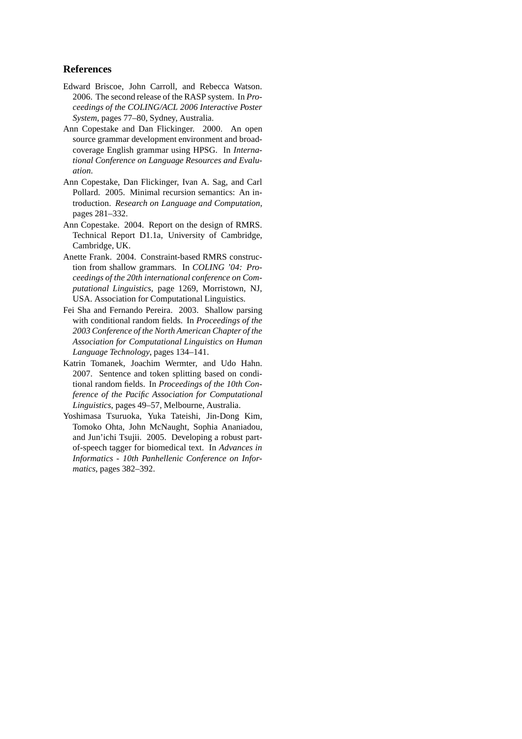## References

Edward Briscoe, John Carroll, and Rebecca Watson. 2006. The second release of the RASP system. In *Proceedings of the COLING/ACL 2006 Interactive Poster System*, pages 77–80, Sydney, Australia.

Ann Copestake and Dan Flickinger. 2000. An open source grammar development environment and broad-coverage English grammar using HPSG. In *International Conference on Language Resources and Evaluation*.

Ann Copestake, Dan Flickinger, Ivan A. Sag, and Carl Pollard. 2005. Minimal recursion semantics: An introduction. *Research on Language and Computation*, pages 281–332.

Ann Copestake. 2004. Report on the design of RMRS. Technical Report D1.1a, University of Cambridge, Cambridge, UK.

Anette Frank. 2004. Constraint-based RMRS construction from shallow grammars. In *COLING '04: Proceedings of the 20th international conference on Computational Linguistics*, page 1269, Morristown, NJ, USA. Association for Computational Linguistics.

Fei Sha and Fernando Pereira. 2003. Shallow parsing with conditional random fields. In *Proceedings of the 2003 Conference of the North American Chapter of the Association for Computational Linguistics on Human Language Technology*, pages 134–141.

Katrin Tomanek, Joachim Wermter, and Udo Hahn. 2007. Sentence and token splitting based on conditional random fields. In *Proceedings of the 10th Conference of the Pacific Association for Computational Linguistics*, pages 49–57, Melbourne, Australia.

Yoshimasa Tsuruoka, Yuka Tateishi, Jin-Dong Kim, Tomoko Ohta, John McNaught, Sophia Ananiadou, and Jun'ichi Tsujii. 2005. Developing a robust part-of-speech tagger for biomedical text. In *Advances in Informatics - 10th Panhellenic Conference on Informatics*, pages 382–392.